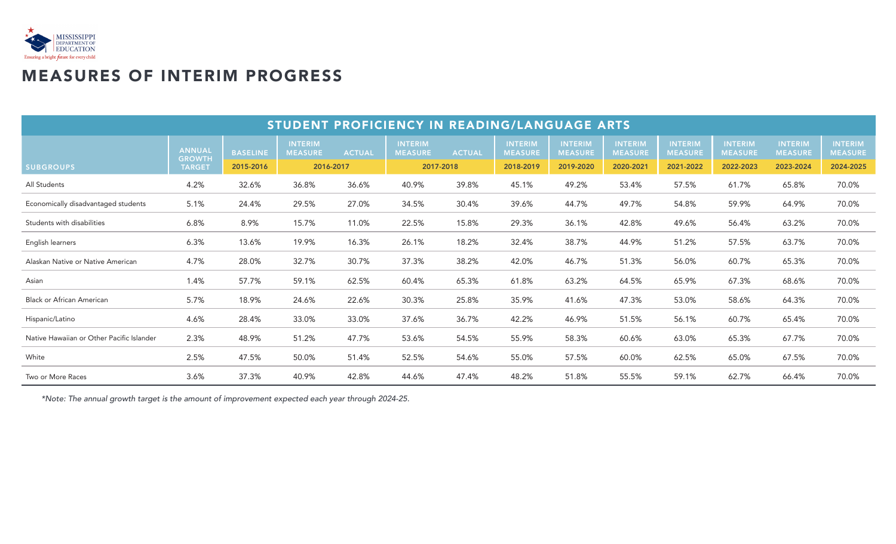# MEASURES OF INTERIM PROGRESS

## STUDENT PROFICIENCY IN READING/LANGUAGE ARTS

| SUBGROUPS | ANNUAL GROWTH TARGET | BASELINE | INTERIM MEASURE | ACTUAL | INTERIM MEASURE | ACTUAL | INTERIM MEASURE | INTERIM MEASURE | INTERIM MEASURE | INTERIM MEASURE | INTERIM MEASURE | INTERIM MEASURE | INTERIM MEASURE |
|---|---|---|---|---|---|---|---|---|---|---|---|---|---|
| | | 2015-2016 | 2016-2017 | | 2017-2018 | | 2018-2019 | 2019-2020 | 2020-2021 | 2021-2022 | 2022-2023 | 2023-2024 | 2024-2025 |
| All Students | 4.2% | 32.6% | 36.8% | 36.6% | 40.9% | 39.8% | 45.1% | 49.2% | 53.4% | 57.5% | 61.7% | 65.8% | 70.0% |
| Economically disadvantaged students | 5.1% | 24.4% | 29.5% | 27.0% | 34.5% | 30.4% | 39.6% | 44.7% | 49.7% | 54.8% | 59.9% | 64.9% | 70.0% |
| Students with disabilities | 6.8% | 8.9% | 15.7% | 11.0% | 22.5% | 15.8% | 29.3% | 36.1% | 42.8% | 49.6% | 56.4% | 63.2% | 70.0% |
| English learners | 6.3% | 13.6% | 19.9% | 16.3% | 26.1% | 18.2% | 32.4% | 38.7% | 44.9% | 51.2% | 57.5% | 63.7% | 70.0% |
| Alaskan Native or Native American | 4.7% | 28.0% | 32.7% | 30.7% | 37.3% | 38.2% | 42.0% | 46.7% | 51.3% | 56.0% | 60.7% | 65.3% | 70.0% |
| Asian | 1.4% | 57.7% | 59.1% | 62.5% | 60.4% | 65.3% | 61.8% | 63.2% | 64.5% | 65.9% | 67.3% | 68.6% | 70.0% |
| Black or African American | 5.7% | 18.9% | 24.6% | 22.6% | 30.3% | 25.8% | 35.9% | 41.6% | 47.3% | 53.0% | 58.6% | 64.3% | 70.0% |
| Hispanic/Latino | 4.6% | 28.4% | 33.0% | 33.0% | 37.6% | 36.7% | 42.2% | 46.9% | 51.5% | 56.1% | 60.7% | 65.4% | 70.0% |
| Native Hawaiian or Other Pacific Islander | 2.3% | 48.9% | 51.2% | 47.7% | 53.6% | 54.5% | 55.9% | 58.3% | 60.6% | 63.0% | 65.3% | 67.7% | 70.0% |
| White | 2.5% | 47.5% | 50.0% | 51.4% | 52.5% | 54.6% | 55.0% | 57.5% | 60.0% | 62.5% | 65.0% | 67.5% | 70.0% |
| Two or More Races | 3.6% | 37.3% | 40.9% | 42.8% | 44.6% | 47.4% | 48.2% | 51.8% | 55.5% | 59.1% | 62.7% | 66.4% | 70.0% |

*\*Note: The annual growth target is the amount of improvement expected each year through 2024-25.*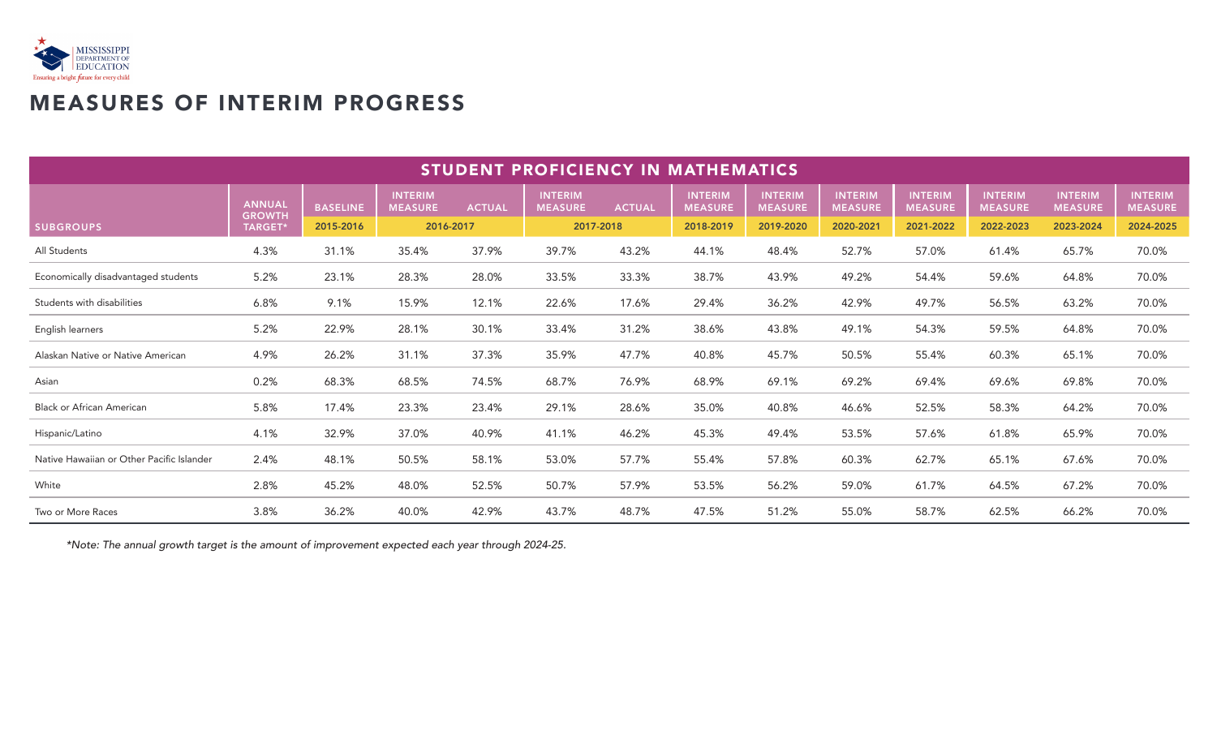# MEASURES OF INTERIM PROGRESS

| STUDENT PROFICIENCY IN MATHEMATICS | | | | | | | | | | | | | |
|---|---|---|---|---|---|---|---|---|---|---|---|---|---|
| SUBGROUPS | ANNUAL GROWTH TARGET* | BASELINE 2015-2016 | INTERIM MEASURE 2016-2017 | ACTUAL 2016-2017 | INTERIM MEASURE 2017-2018 | ACTUAL 2017-2018 | INTERIM MEASURE 2018-2019 | INTERIM MEASURE 2019-2020 | INTERIM MEASURE 2020-2021 | INTERIM MEASURE 2021-2022 | INTERIM MEASURE 2022-2023 | INTERIM MEASURE 2023-2024 | INTERIM MEASURE 2024-2025 |
| All Students | 4.3% | 31.1% | 35.4% | 37.9% | 39.7% | 43.2% | 44.1% | 48.4% | 52.7% | 57.0% | 61.4% | 65.7% | 70.0% |
| Economically disadvantaged students | 5.2% | 23.1% | 28.3% | 28.0% | 33.5% | 33.3% | 38.7% | 43.9% | 49.2% | 54.4% | 59.6% | 64.8% | 70.0% |
| Students with disabilities | 6.8% | 9.1% | 15.9% | 12.1% | 22.6% | 17.6% | 29.4% | 36.2% | 42.9% | 49.7% | 56.5% | 63.2% | 70.0% |
| English learners | 5.2% | 22.9% | 28.1% | 30.1% | 33.4% | 31.2% | 38.6% | 43.8% | 49.1% | 54.3% | 59.5% | 64.8% | 70.0% |
| Alaskan Native or Native American | 4.9% | 26.2% | 31.1% | 37.3% | 35.9% | 47.7% | 40.8% | 45.7% | 50.5% | 55.4% | 60.3% | 65.1% | 70.0% |
| Asian | 0.2% | 68.3% | 68.5% | 74.5% | 68.7% | 76.9% | 68.9% | 69.1% | 69.2% | 69.4% | 69.6% | 69.8% | 70.0% |
| Black or African American | 5.8% | 17.4% | 23.3% | 23.4% | 29.1% | 28.6% | 35.0% | 40.8% | 46.6% | 52.5% | 58.3% | 64.2% | 70.0% |
| Hispanic/Latino | 4.1% | 32.9% | 37.0% | 40.9% | 41.1% | 46.2% | 45.3% | 49.4% | 53.5% | 57.6% | 61.8% | 65.9% | 70.0% |
| Native Hawaiian or Other Pacific Islander | 2.4% | 48.1% | 50.5% | 58.1% | 53.0% | 57.7% | 55.4% | 57.8% | 60.3% | 62.7% | 65.1% | 67.6% | 70.0% |
| White | 2.8% | 45.2% | 48.0% | 52.5% | 50.7% | 57.9% | 53.5% | 56.2% | 59.0% | 61.7% | 64.5% | 67.2% | 70.0% |
| Two or More Races | 3.8% | 36.2% | 40.0% | 42.9% | 43.7% | 48.7% | 47.5% | 51.2% | 55.0% | 58.7% | 62.5% | 66.2% | 70.0% |

*\*Note: The annual growth target is the amount of improvement expected each year through 2024-25.*